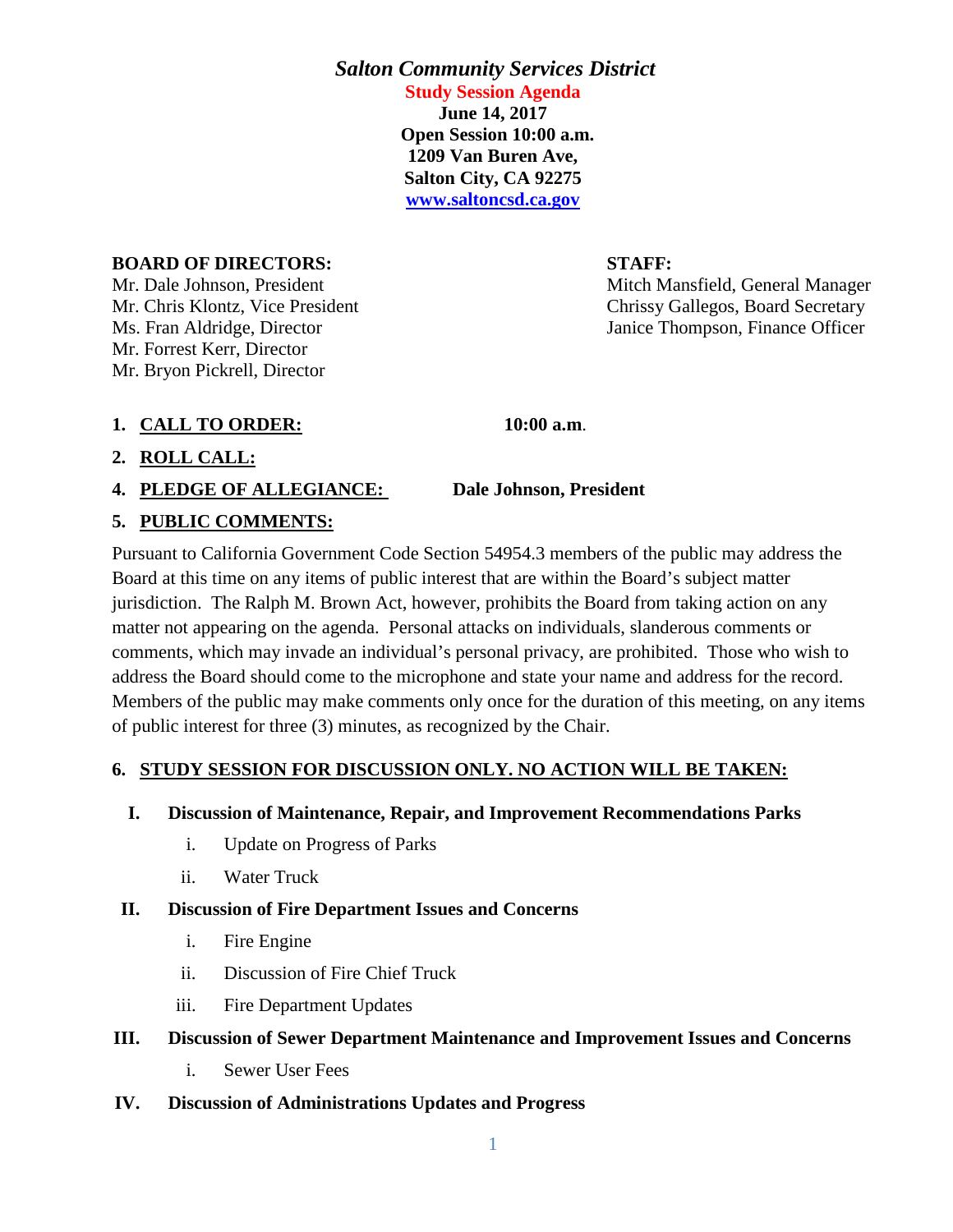# *Salton Community Services District*

**Study Session Agenda**
**June 14, 2017**
**Open Session 10:00 a.m.**
**1209 Van Buren Ave,**
**Salton City, CA 92275**
**www.saltoncsd.ca.gov**

**BOARD OF DIRECTORS:**
Mr. Dale Johnson, President
Mr. Chris Klontz, Vice President
Ms. Fran Aldridge, Director
Mr. Forrest Kerr, Director
Mr. Bryon Pickrell, Director

**STAFF:**
Mitch Mansfield, General Manager
Chrissy Gallegos, Board Secretary
Janice Thompson, Finance Officer

**1. CALL TO ORDER:** **10:00 a.m**.

**2. ROLL CALL:**

**4. PLEDGE OF ALLEGIANCE:** **Dale Johnson, President**

**5. PUBLIC COMMENTS:**

Pursuant to California Government Code Section 54954.3 members of the public may address the Board at this time on any items of public interest that are within the Board's subject matter jurisdiction. The Ralph M. Brown Act, however, prohibits the Board from taking action on any matter not appearing on the agenda. Personal attacks on individuals, slanderous comments or comments, which may invade an individual's personal privacy, are prohibited. Those who wish to address the Board should come to the microphone and state your name and address for the record. Members of the public may make comments only once for the duration of this meeting, on any items of public interest for three (3) minutes, as recognized by the Chair.

**6. STUDY SESSION FOR DISCUSSION ONLY. NO ACTION WILL BE TAKEN:**

**I. Discussion of Maintenance, Repair, and Improvement Recommendations Parks**

- i. Update on Progress of Parks
- ii. Water Truck

**II. Discussion of Fire Department Issues and Concerns**

- i. Fire Engine
- ii. Discussion of Fire Chief Truck
- iii. Fire Department Updates

**III. Discussion of Sewer Department Maintenance and Improvement Issues and Concerns**

- i. Sewer User Fees

**IV. Discussion of Administrations Updates and Progress**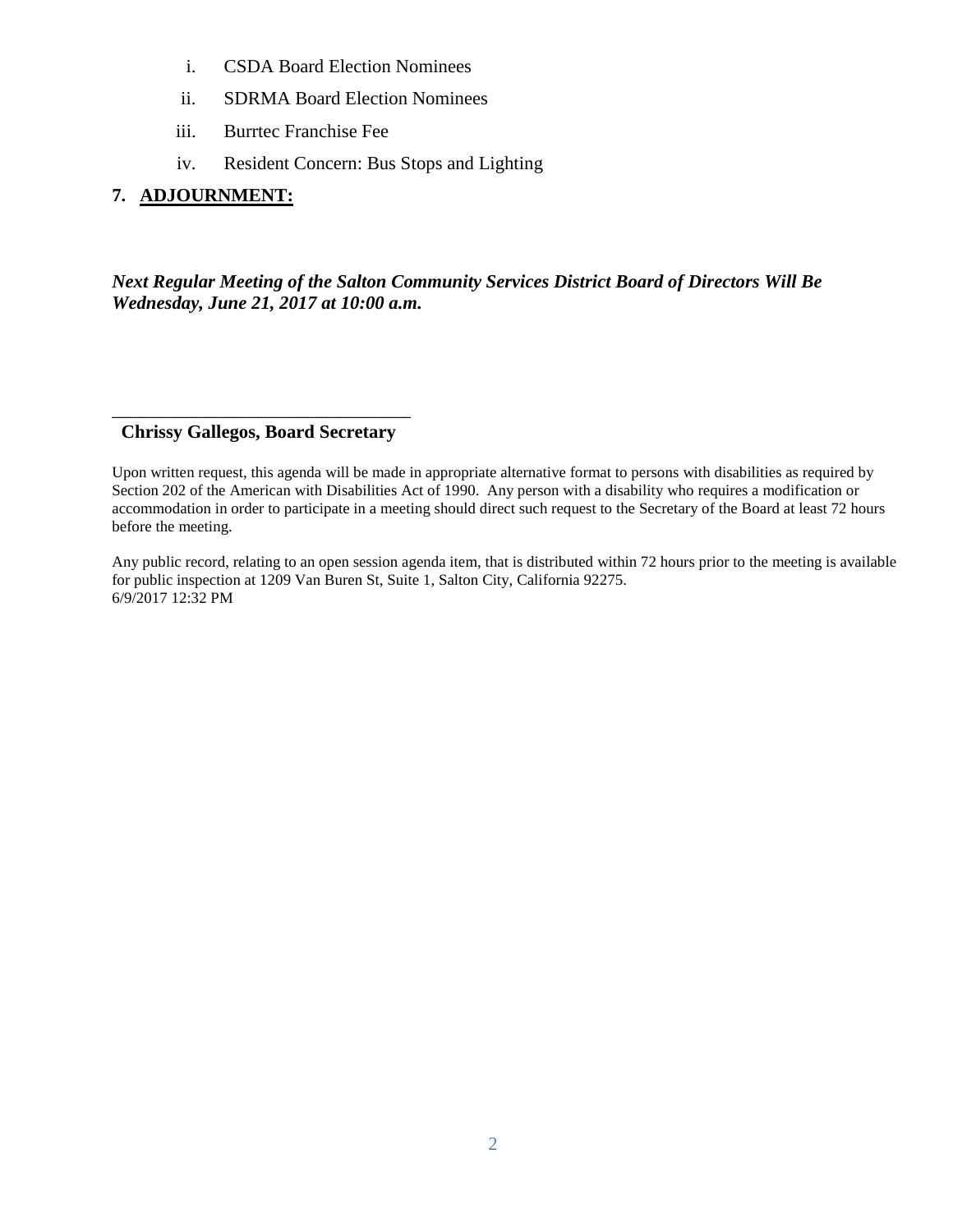i. CSDA Board Election Nominees

ii. SDRMA Board Election Nominees

iii. Burrtec Franchise Fee

iv. Resident Concern: Bus Stops and Lighting

**7. <u>ADJOURNMENT:</u>**

***Next Regular Meeting of the Salton Community Services District Board of Directors Will Be Wednesday, June 21, 2017 at 10:00 a.m.***

\_\_\_\_\_\_\_\_\_\_\_\_\_\_\_\_\_\_\_\_\_\_\_\_\_\_\_\_\_\_\_\_\_\_\_\_

**Chrissy Gallegos, Board Secretary**

Upon written request, this agenda will be made in appropriate alternative format to persons with disabilities as required by Section 202 of the American with Disabilities Act of 1990. Any person with a disability who requires a modification or accommodation in order to participate in a meeting should direct such request to the Secretary of the Board at least 72 hours before the meeting.

Any public record, relating to an open session agenda item, that is distributed within 72 hours prior to the meeting is available for public inspection at 1209 Van Buren St, Suite 1, Salton City, California 92275.
6/9/2017 12:32 PM